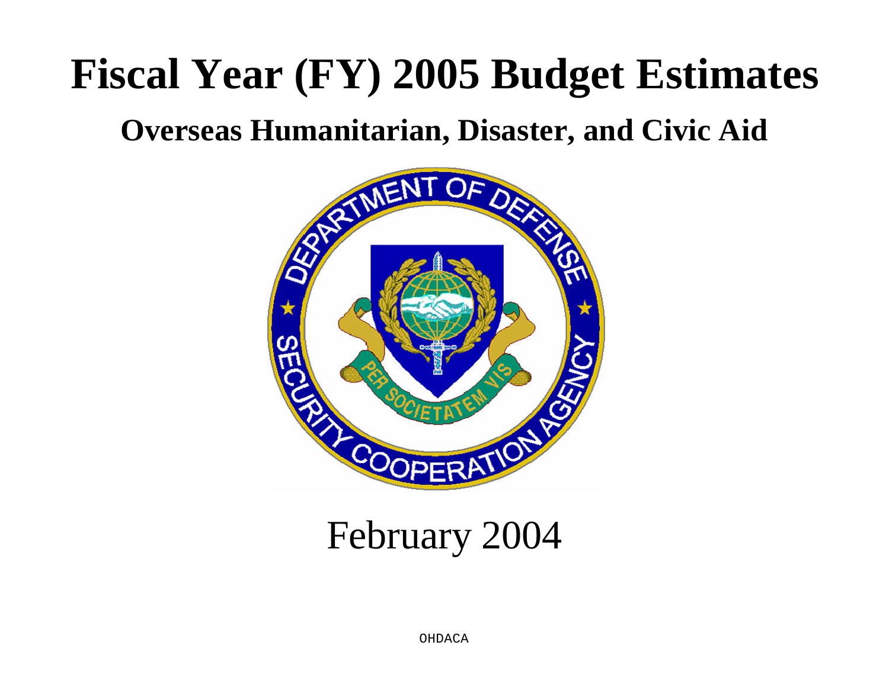# Fiscal Year (FY) 2005 Budget Estimates

## Overseas Humanitarian, Disaster, and Civic Aid

February 2004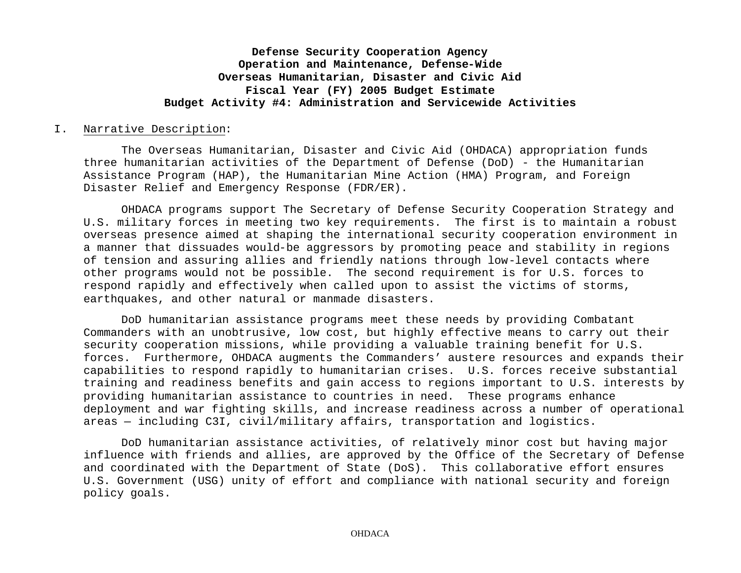**Defense Security Cooperation Agency**
**Operation and Maintenance, Defense-Wide**
**Overseas Humanitarian, Disaster and Civic Aid**
**Fiscal Year (FY) 2005 Budget Estimate**
**Budget Activity #4: Administration and Servicewide Activities**

I. Narrative Description:

The Overseas Humanitarian, Disaster and Civic Aid (OHDACA) appropriation funds three humanitarian activities of the Department of Defense (DoD) - the Humanitarian Assistance Program (HAP), the Humanitarian Mine Action (HMA) Program, and Foreign Disaster Relief and Emergency Response (FDR/ER).

OHDACA programs support The Secretary of Defense Security Cooperation Strategy and U.S. military forces in meeting two key requirements. The first is to maintain a robust overseas presence aimed at shaping the international security cooperation environment in a manner that dissuades would-be aggressors by promoting peace and stability in regions of tension and assuring allies and friendly nations through low-level contacts where other programs would not be possible. The second requirement is for U.S. forces to respond rapidly and effectively when called upon to assist the victims of storms, earthquakes, and other natural or manmade disasters.

DoD humanitarian assistance programs meet these needs by providing Combatant Commanders with an unobtrusive, low cost, but highly effective means to carry out their security cooperation missions, while providing a valuable training benefit for U.S. forces. Furthermore, OHDACA augments the Commanders' austere resources and expands their capabilities to respond rapidly to humanitarian crises. U.S. forces receive substantial training and readiness benefits and gain access to regions important to U.S. interests by providing humanitarian assistance to countries in need. These programs enhance deployment and war fighting skills, and increase readiness across a number of operational areas — including C3I, civil/military affairs, transportation and logistics.

DoD humanitarian assistance activities, of relatively minor cost but having major influence with friends and allies, are approved by the Office of the Secretary of Defense and coordinated with the Department of State (DoS). This collaborative effort ensures U.S. Government (USG) unity of effort and compliance with national security and foreign policy goals.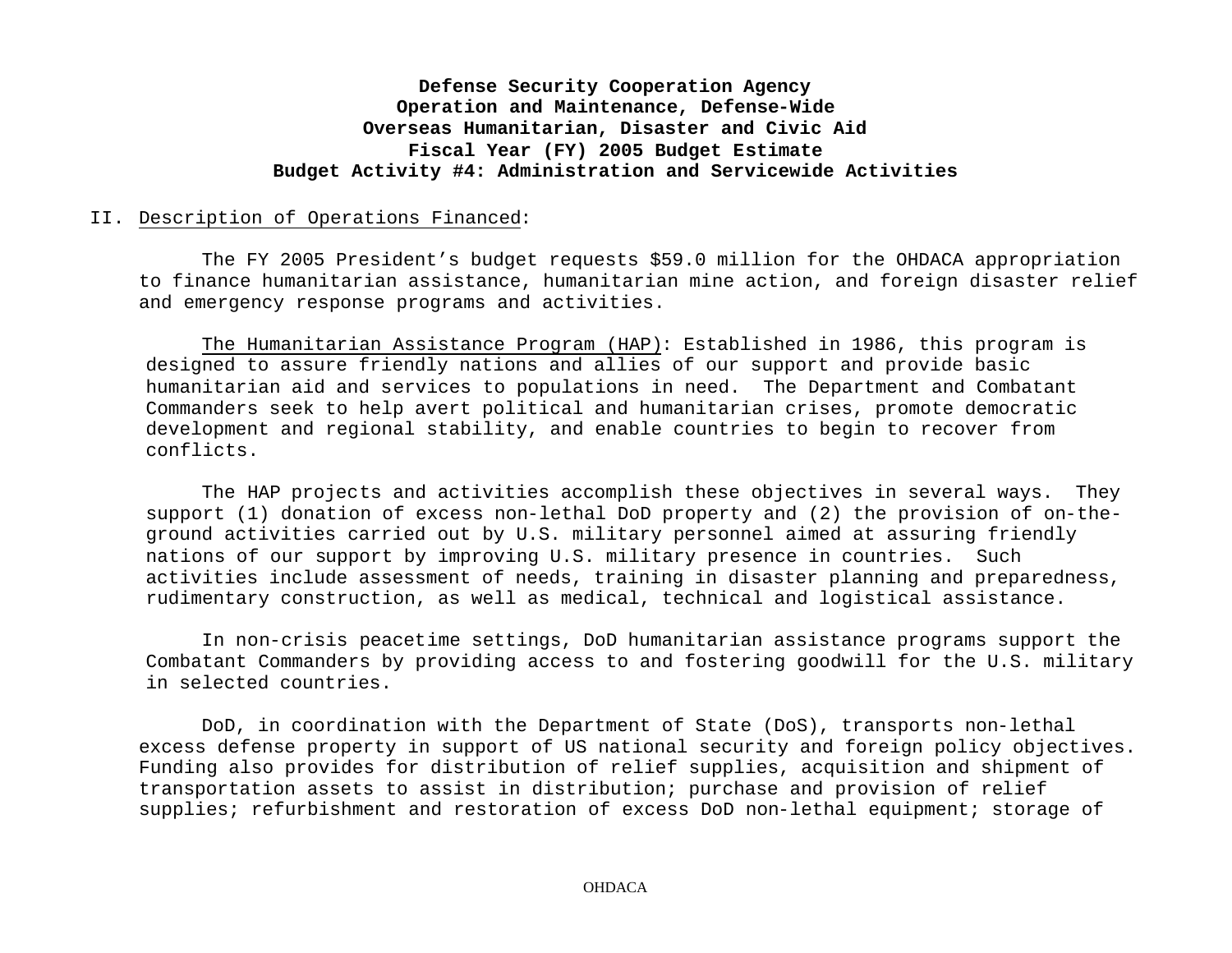**Defense Security Cooperation Agency**
**Operation and Maintenance, Defense-Wide**
**Overseas Humanitarian, Disaster and Civic Aid**
**Fiscal Year (FY) 2005 Budget Estimate**
**Budget Activity #4: Administration and Servicewide Activities**

II. Description of Operations Financed:

The FY 2005 President's budget requests $59.0 million for the OHDACA appropriation to finance humanitarian assistance, humanitarian mine action, and foreign disaster relief and emergency response programs and activities.

The Humanitarian Assistance Program (HAP): Established in 1986, this program is designed to assure friendly nations and allies of our support and provide basic humanitarian aid and services to populations in need. The Department and Combatant Commanders seek to help avert political and humanitarian crises, promote democratic development and regional stability, and enable countries to begin to recover from conflicts.

The HAP projects and activities accomplish these objectives in several ways. They support (1) donation of excess non-lethal DoD property and (2) the provision of on-the-ground activities carried out by U.S. military personnel aimed at assuring friendly nations of our support by improving U.S. military presence in countries. Such activities include assessment of needs, training in disaster planning and preparedness, rudimentary construction, as well as medical, technical and logistical assistance.

In non-crisis peacetime settings, DoD humanitarian assistance programs support the Combatant Commanders by providing access to and fostering goodwill for the U.S. military in selected countries.

DoD, in coordination with the Department of State (DoS), transports non-lethal excess defense property in support of US national security and foreign policy objectives. Funding also provides for distribution of relief supplies, acquisition and shipment of transportation assets to assist in distribution; purchase and provision of relief supplies; refurbishment and restoration of excess DoD non-lethal equipment; storage of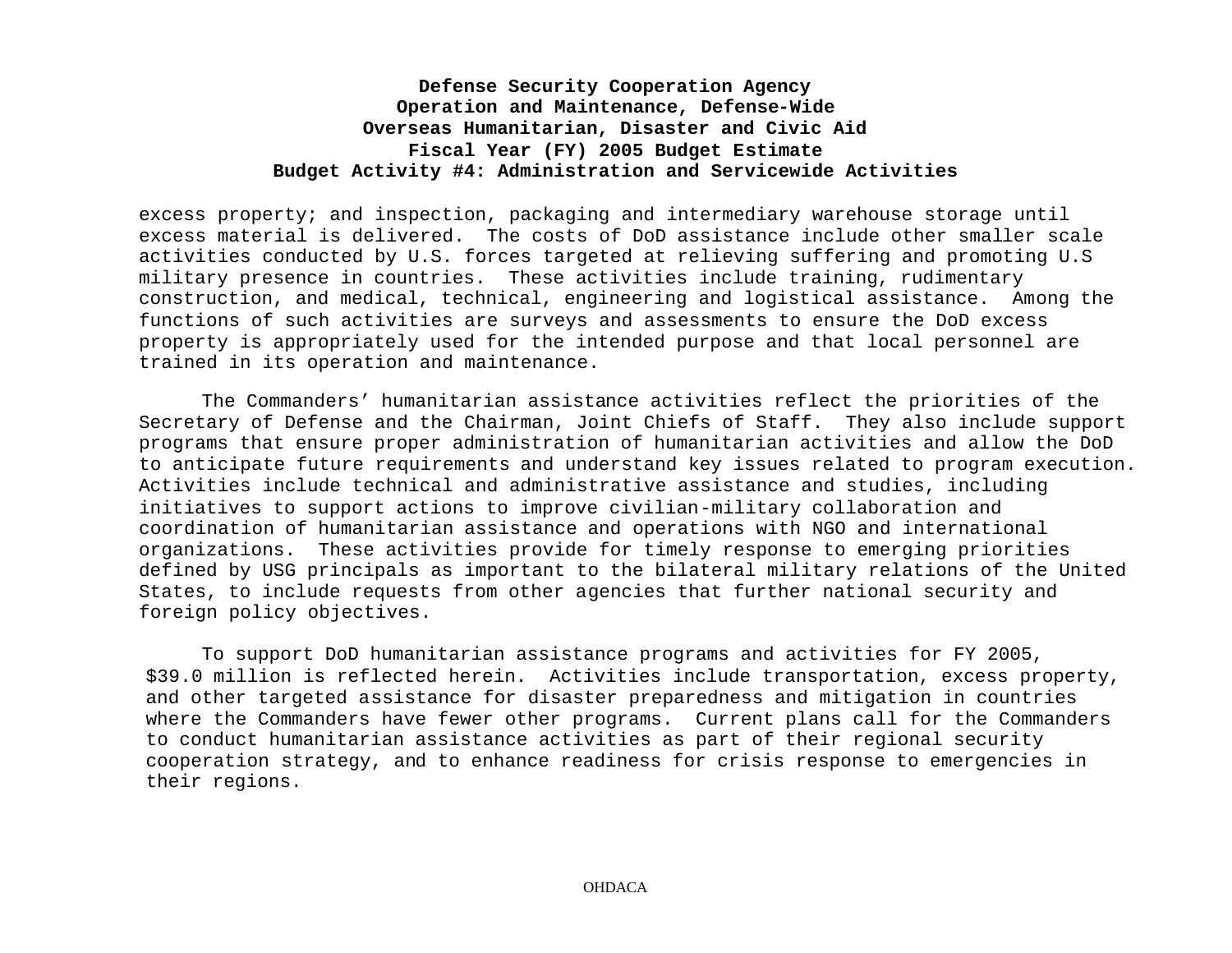excess property; and inspection, packaging and intermediary warehouse storage until excess material is delivered. The costs of DoD assistance include other smaller scale activities conducted by U.S. forces targeted at relieving suffering and promoting U.S military presence in countries. These activities include training, rudimentary construction, and medical, technical, engineering and logistical assistance. Among the functions of such activities are surveys and assessments to ensure the DoD excess property is appropriately used for the intended purpose and that local personnel are trained in its operation and maintenance.

The Commanders' humanitarian assistance activities reflect the priorities of the Secretary of Defense and the Chairman, Joint Chiefs of Staff. They also include support programs that ensure proper administration of humanitarian activities and allow the DoD to anticipate future requirements and understand key issues related to program execution. Activities include technical and administrative assistance and studies, including initiatives to support actions to improve civilian-military collaboration and coordination of humanitarian assistance and operations with NGO and international organizations. These activities provide for timely response to emerging priorities defined by USG principals as important to the bilateral military relations of the United States, to include requests from other agencies that further national security and foreign policy objectives.

To support DoD humanitarian assistance programs and activities for FY 2005, $39.0 million is reflected herein. Activities include transportation, excess property, and other targeted assistance for disaster preparedness and mitigation in countries where the Commanders have fewer other programs. Current plans call for the Commanders to conduct humanitarian assistance activities as part of their regional security cooperation strategy, and to enhance readiness for crisis response to emergencies in their regions.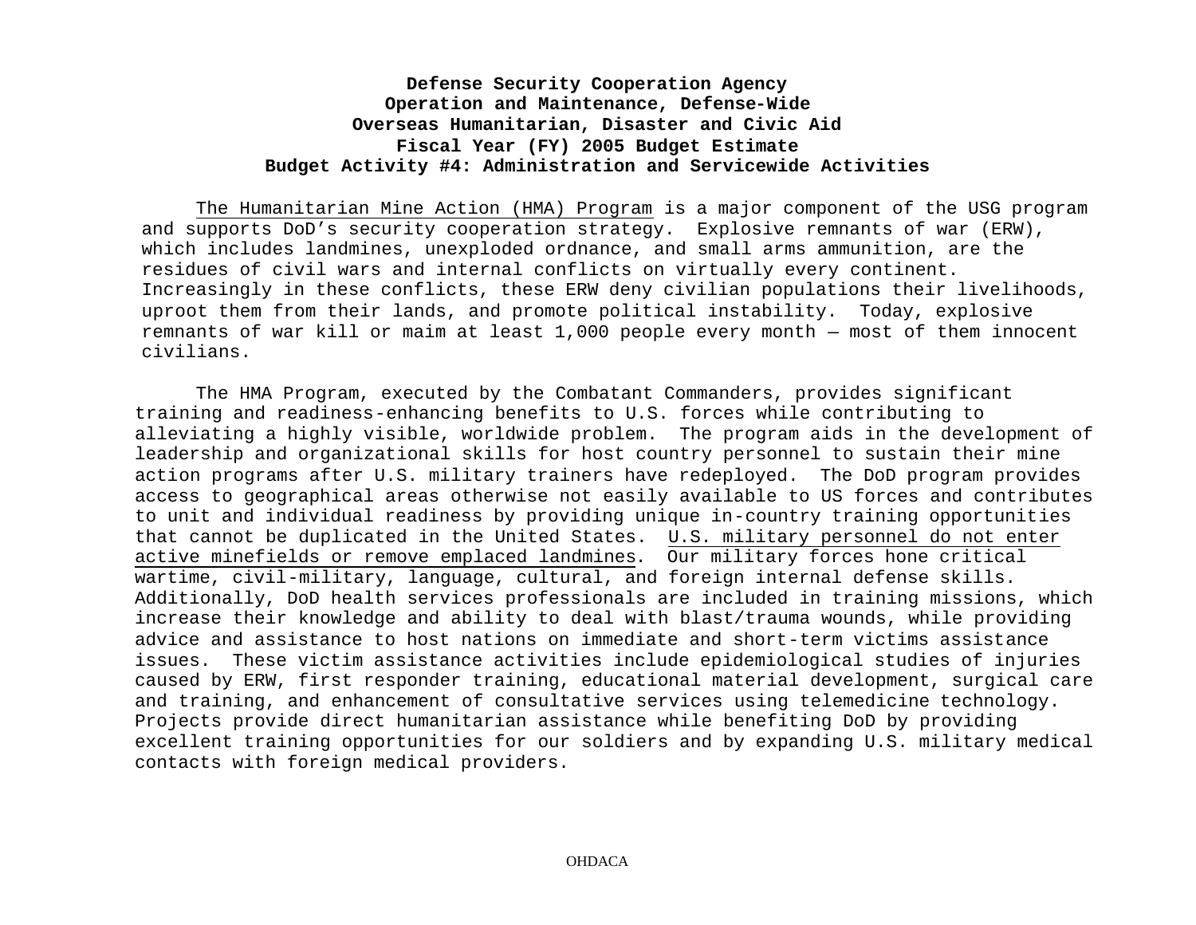**Defense Security Cooperation Agency**
**Operation and Maintenance, Defense-Wide**
**Overseas Humanitarian, Disaster and Civic Aid**
**Fiscal Year (FY) 2005 Budget Estimate**
**Budget Activity #4: Administration and Servicewide Activities**

<u>The Humanitarian Mine Action (HMA) Program</u> is a major component of the USG program and supports DoD's security cooperation strategy. Explosive remnants of war (ERW), which includes landmines, unexploded ordnance, and small arms ammunition, are the residues of civil wars and internal conflicts on virtually every continent. Increasingly in these conflicts, these ERW deny civilian populations their livelihoods, uproot them from their lands, and promote political instability. Today, explosive remnants of war kill or maim at least 1,000 people every month — most of them innocent civilians.

The HMA Program, executed by the Combatant Commanders, provides significant training and readiness-enhancing benefits to U.S. forces while contributing to alleviating a highly visible, worldwide problem. The program aids in the development of leadership and organizational skills for host country personnel to sustain their mine action programs after U.S. military trainers have redeployed. The DoD program provides access to geographical areas otherwise not easily available to US forces and contributes to unit and individual readiness by providing unique in-country training opportunities that cannot be duplicated in the United States. <u>U.S. military personnel do not enter active minefields or remove emplaced landmines</u>. Our military forces hone critical wartime, civil-military, language, cultural, and foreign internal defense skills. Additionally, DoD health services professionals are included in training missions, which increase their knowledge and ability to deal with blast/trauma wounds, while providing advice and assistance to host nations on immediate and short-term victims assistance issues. These victim assistance activities include epidemiological studies of injuries caused by ERW, first responder training, educational material development, surgical care and training, and enhancement of consultative services using telemedicine technology. Projects provide direct humanitarian assistance while benefiting DoD by providing excellent training opportunities for our soldiers and by expanding U.S. military medical contacts with foreign medical providers.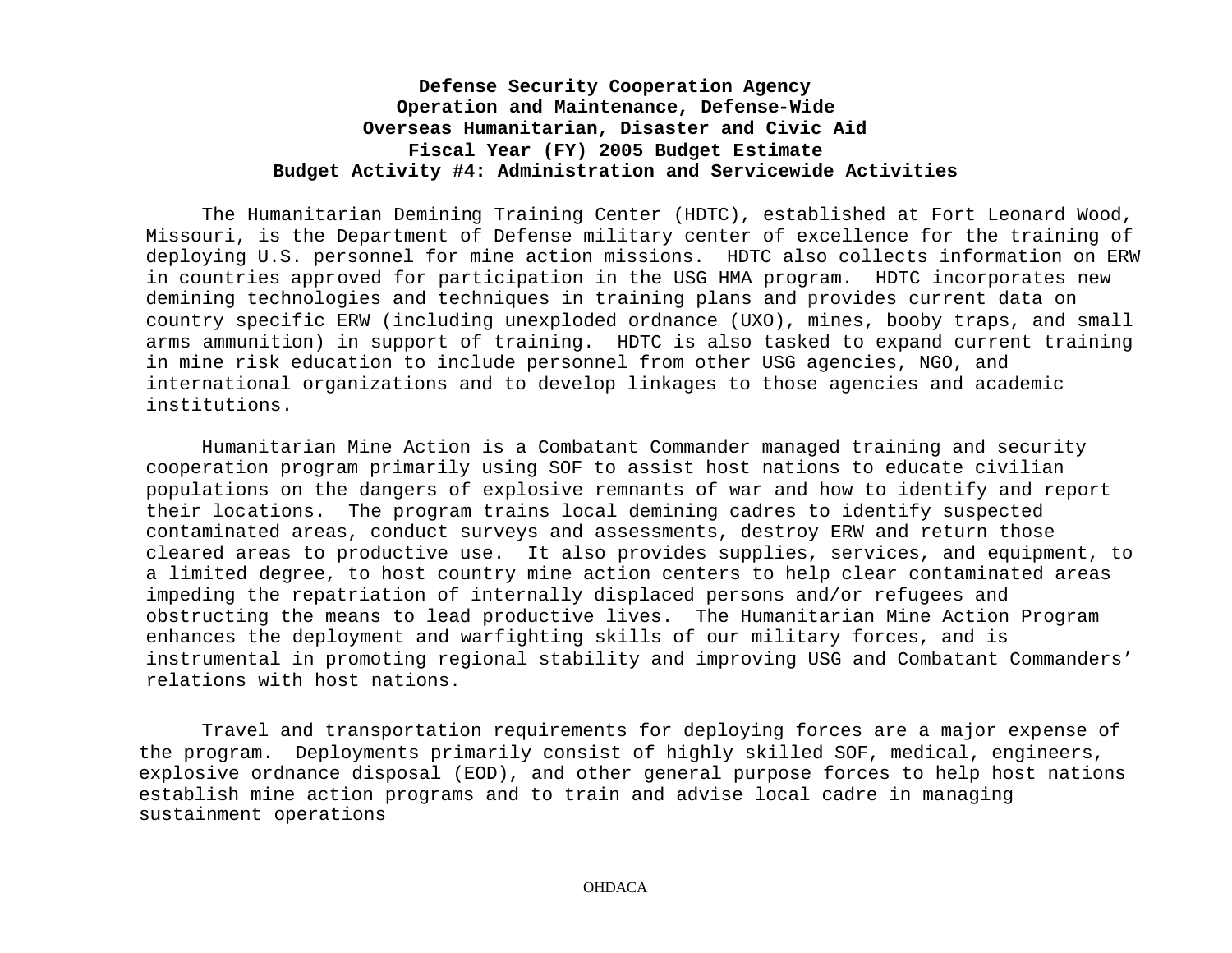**Defense Security Cooperation Agency**
**Operation and Maintenance, Defense-Wide**
**Overseas Humanitarian, Disaster and Civic Aid**
**Fiscal Year (FY) 2005 Budget Estimate**
**Budget Activity #4: Administration and Servicewide Activities**

The Humanitarian Demining Training Center (HDTC), established at Fort Leonard Wood, Missouri, is the Department of Defense military center of excellence for the training of deploying U.S. personnel for mine action missions. HDTC also collects information on ERW in countries approved for participation in the USG HMA program. HDTC incorporates new demining technologies and techniques in training plans and provides current data on country specific ERW (including unexploded ordnance (UXO), mines, booby traps, and small arms ammunition) in support of training. HDTC is also tasked to expand current training in mine risk education to include personnel from other USG agencies, NGO, and international organizations and to develop linkages to those agencies and academic institutions.

Humanitarian Mine Action is a Combatant Commander managed training and security cooperation program primarily using SOF to assist host nations to educate civilian populations on the dangers of explosive remnants of war and how to identify and report their locations. The program trains local demining cadres to identify suspected contaminated areas, conduct surveys and assessments, destroy ERW and return those cleared areas to productive use. It also provides supplies, services, and equipment, to a limited degree, to host country mine action centers to help clear contaminated areas impeding the repatriation of internally displaced persons and/or refugees and obstructing the means to lead productive lives. The Humanitarian Mine Action Program enhances the deployment and warfighting skills of our military forces, and is instrumental in promoting regional stability and improving USG and Combatant Commanders' relations with host nations.

Travel and transportation requirements for deploying forces are a major expense of the program. Deployments primarily consist of highly skilled SOF, medical, engineers, explosive ordnance disposal (EOD), and other general purpose forces to help host nations establish mine action programs and to train and advise local cadre in managing sustainment operations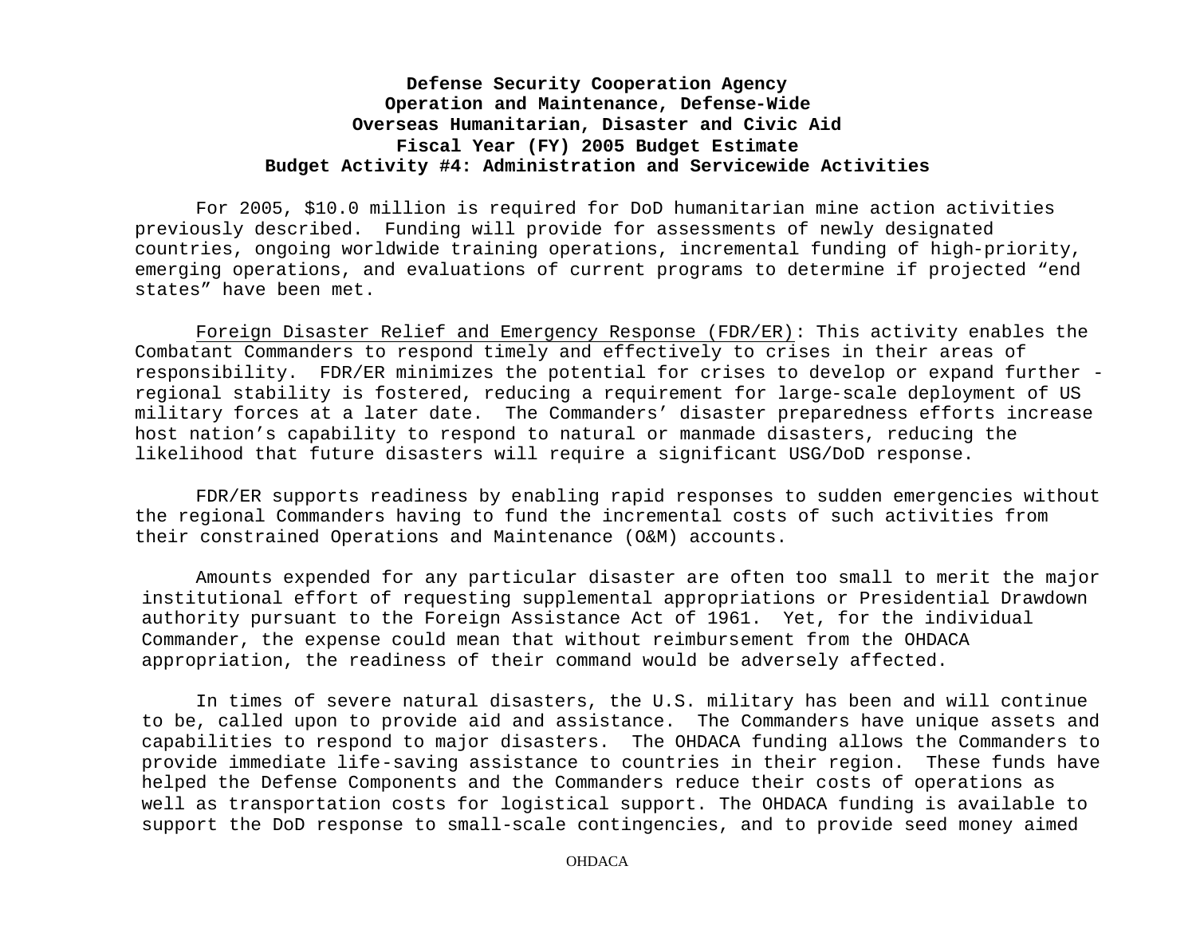**Defense Security Cooperation Agency**
**Operation and Maintenance, Defense-Wide**
**Overseas Humanitarian, Disaster and Civic Aid**
**Fiscal Year (FY) 2005 Budget Estimate**
**Budget Activity #4: Administration and Servicewide Activities**

For 2005, $10.0 million is required for DoD humanitarian mine action activities previously described. Funding will provide for assessments of newly designated countries, ongoing worldwide training operations, incremental funding of high-priority, emerging operations, and evaluations of current programs to determine if projected “end states” have been met.

Foreign Disaster Relief and Emergency Response (FDR/ER): This activity enables the Combatant Commanders to respond timely and effectively to crises in their areas of responsibility. FDR/ER minimizes the potential for crises to develop or expand further - regional stability is fostered, reducing a requirement for large-scale deployment of US military forces at a later date. The Commanders’ disaster preparedness efforts increase host nation’s capability to respond to natural or manmade disasters, reducing the likelihood that future disasters will require a significant USG/DoD response.

FDR/ER supports readiness by enabling rapid responses to sudden emergencies without the regional Commanders having to fund the incremental costs of such activities from their constrained Operations and Maintenance (O&M) accounts.

Amounts expended for any particular disaster are often too small to merit the major institutional effort of requesting supplemental appropriations or Presidential Drawdown authority pursuant to the Foreign Assistance Act of 1961. Yet, for the individual Commander, the expense could mean that without reimbursement from the OHDACA appropriation, the readiness of their command would be adversely affected.

In times of severe natural disasters, the U.S. military has been and will continue to be, called upon to provide aid and assistance. The Commanders have unique assets and capabilities to respond to major disasters. The OHDACA funding allows the Commanders to provide immediate life-saving assistance to countries in their region. These funds have helped the Defense Components and the Commanders reduce their costs of operations as well as transportation costs for logistical support. The OHDACA funding is available to support the DoD response to small-scale contingencies, and to provide seed money aimed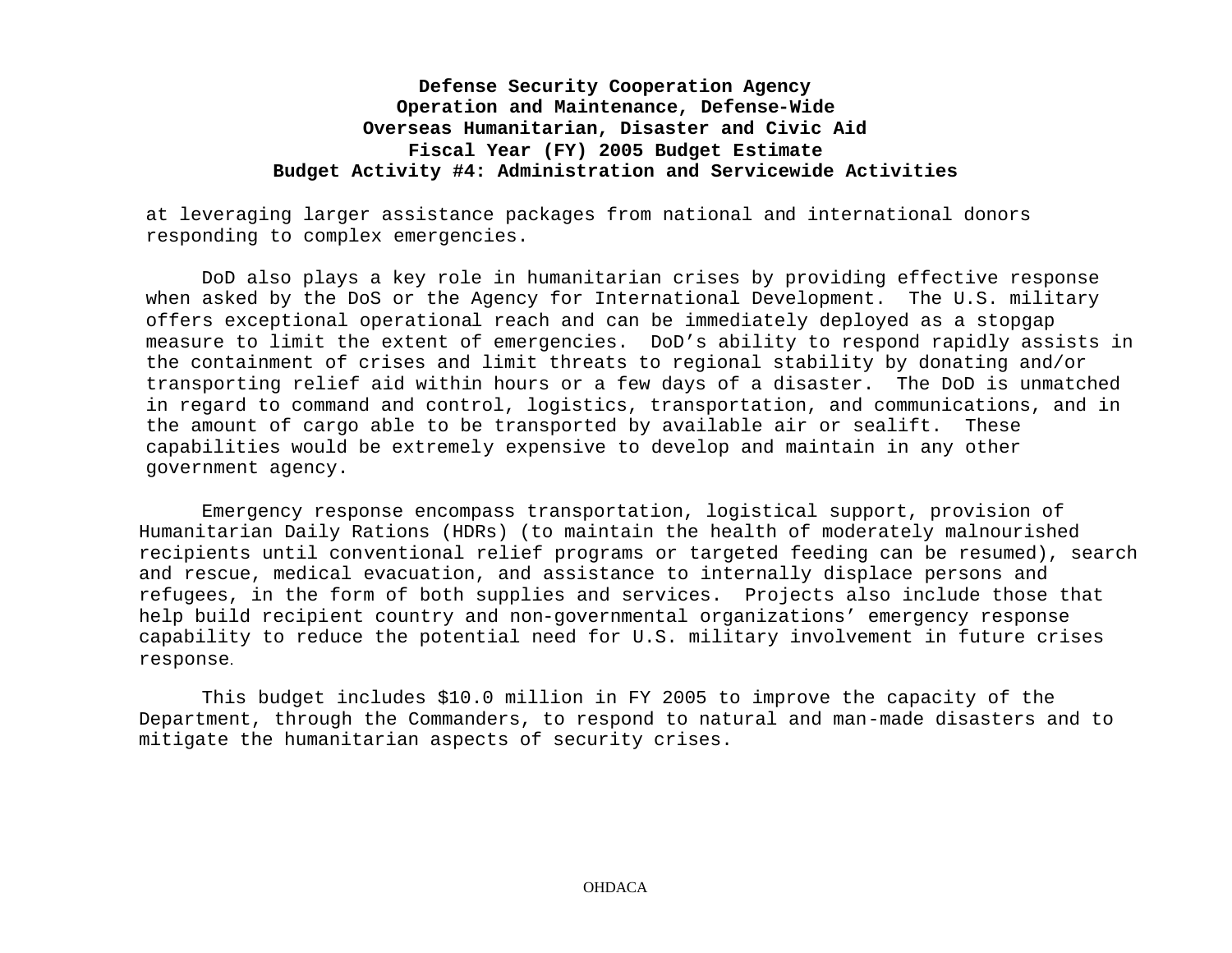**Defense Security Cooperation Agency**
**Operation and Maintenance, Defense-Wide**
**Overseas Humanitarian, Disaster and Civic Aid**
**Fiscal Year (FY) 2005 Budget Estimate**
**Budget Activity #4: Administration and Servicewide Activities**

at leveraging larger assistance packages from national and international donors responding to complex emergencies.

DoD also plays a key role in humanitarian crises by providing effective response when asked by the DoS or the Agency for International Development. The U.S. military offers exceptional operational reach and can be immediately deployed as a stopgap measure to limit the extent of emergencies. DoD's ability to respond rapidly assists in the containment of crises and limit threats to regional stability by donating and/or transporting relief aid within hours or a few days of a disaster. The DoD is unmatched in regard to command and control, logistics, transportation, and communications, and in the amount of cargo able to be transported by available air or sealift. These capabilities would be extremely expensive to develop and maintain in any other government agency.

Emergency response encompass transportation, logistical support, provision of Humanitarian Daily Rations (HDRs) (to maintain the health of moderately malnourished recipients until conventional relief programs or targeted feeding can be resumed), search and rescue, medical evacuation, and assistance to internally displace persons and refugees, in the form of both supplies and services. Projects also include those that help build recipient country and non-governmental organizations' emergency response capability to reduce the potential need for U.S. military involvement in future crises response.

This budget includes $10.0 million in FY 2005 to improve the capacity of the Department, through the Commanders, to respond to natural and man-made disasters and to mitigate the humanitarian aspects of security crises.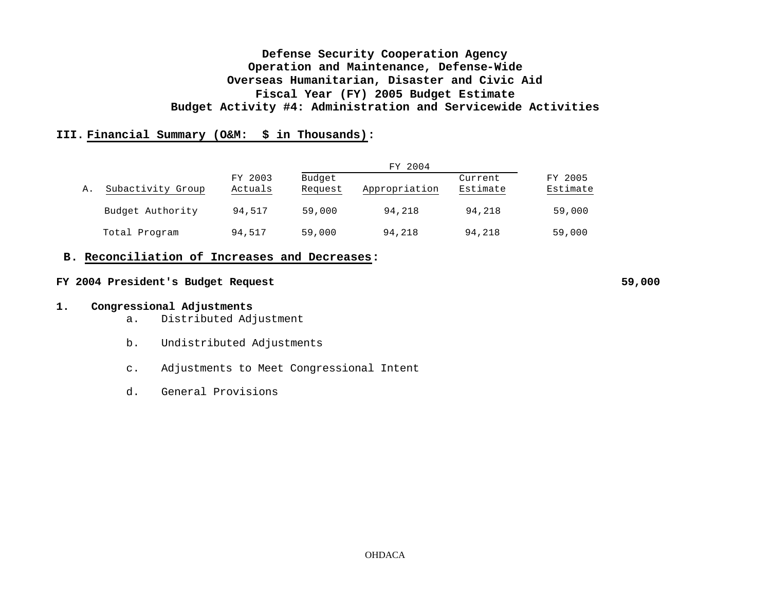# Defense Security Cooperation Agency
# Operation and Maintenance, Defense-Wide
# Overseas Humanitarian, Disaster and Civic Aid
# Fiscal Year (FY) 2005 Budget Estimate
# Budget Activity #4: Administration and Servicewide Activities

## III. Financial Summary (O&M: $ in Thousands):

| A. Subactivity Group | FY 2003 Actuals | FY 2004 | | | FY 2005 Estimate |
|---|---|---|---|---|---|
| | | Budget Request | Appropriation | Current Estimate | |
| Budget Authority | 94,517 | 59,000 | 94,218 | 94,218 | 59,000 |
| Total Program | 94,517 | 59,000 | 94,218 | 94,218 | 59,000 |

### B. Reconciliation of Increases and Decreases:

**FY 2004 President's Budget Request** — **59,000**

**1. Congressional Adjustments**

a. Distributed Adjustment

b. Undistributed Adjustments

c. Adjustments to Meet Congressional Intent

d. General Provisions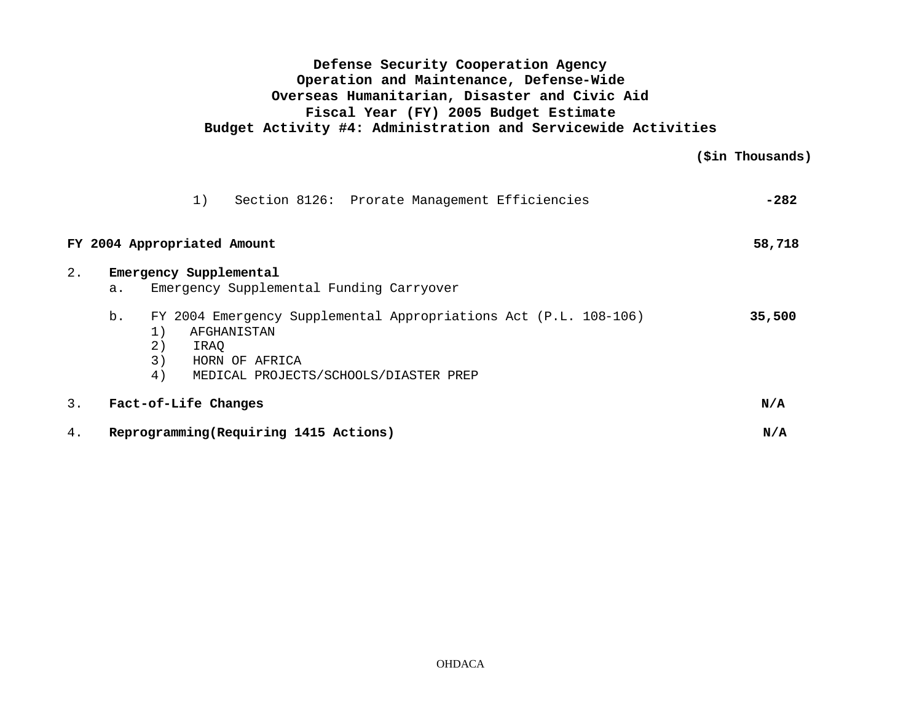# Defense Security Cooperation Agency
## Operation and Maintenance, Defense-Wide
## Overseas Humanitarian, Disaster and Civic Aid
## Fiscal Year (FY) 2005 Budget Estimate
## Budget Activity #4: Administration and Servicewide Activities

| | ($in Thousands) |
|---|---|
| 1) Section 8126: Prorate Management Efficiencies | **-282** |
| **FY 2004 Appropriated Amount** | **58,718** |
| 2. **Emergency Supplemental** | |
| a. Emergency Supplemental Funding Carryover | |
| b. FY 2004 Emergency Supplemental Appropriations Act (P.L. 108-106) | **35,500** |
| 1) AFGHANISTAN | |
| 2) IRAQ | |
| 3) HORN OF AFRICA | |
| 4) MEDICAL PROJECTS/SCHOOLS/DIASTER PREP | |
| 3. **Fact-of-Life Changes** | **N/A** |
| 4. **Reprogramming(Requiring 1415 Actions)** | **N/A** |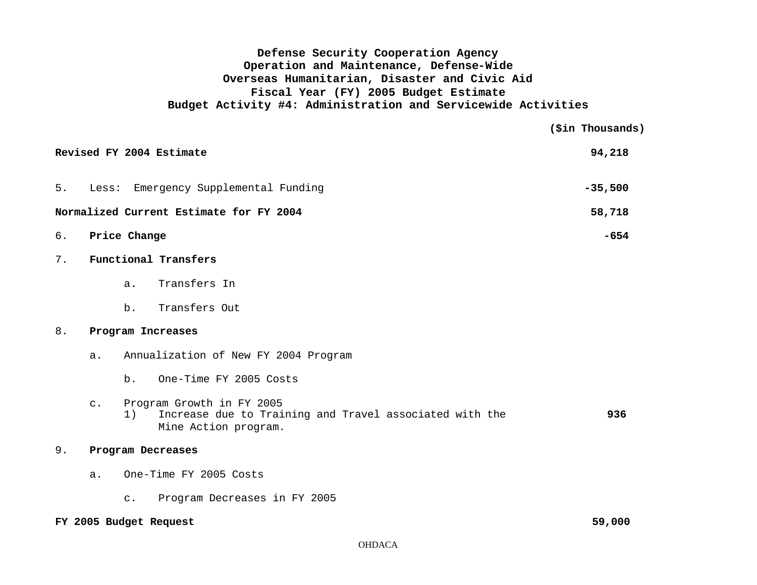**Defense Security Cooperation Agency**
**Operation and Maintenance, Defense-Wide**
**Overseas Humanitarian, Disaster and Civic Aid**
**Fiscal Year (FY) 2005 Budget Estimate**
**Budget Activity #4: Administration and Servicewide Activities**

| | ($in Thousands) |
|---|---|
| **Revised FY 2004 Estimate** | **94,218** |
| 5. Less: Emergency Supplemental Funding | **-35,500** |
| **Normalized Current Estimate for FY 2004** | **58,718** |
| 6. **Price Change** | **-654** |
| 7. **Functional Transfers** | |
| a. Transfers In | |
| b. Transfers Out | |
| 8. **Program Increases** | |
| a. Annualization of New FY 2004 Program | |
| b. One-Time FY 2005 Costs | |
| c. Program Growth in FY 2005 | |
| 1) Increase due to Training and Travel associated with the Mine Action program. | **936** |
| 9. **Program Decreases** | |
| a. One-Time FY 2005 Costs | |
| c. Program Decreases in FY 2005 | |
| **FY 2005 Budget Request** | **59,000** |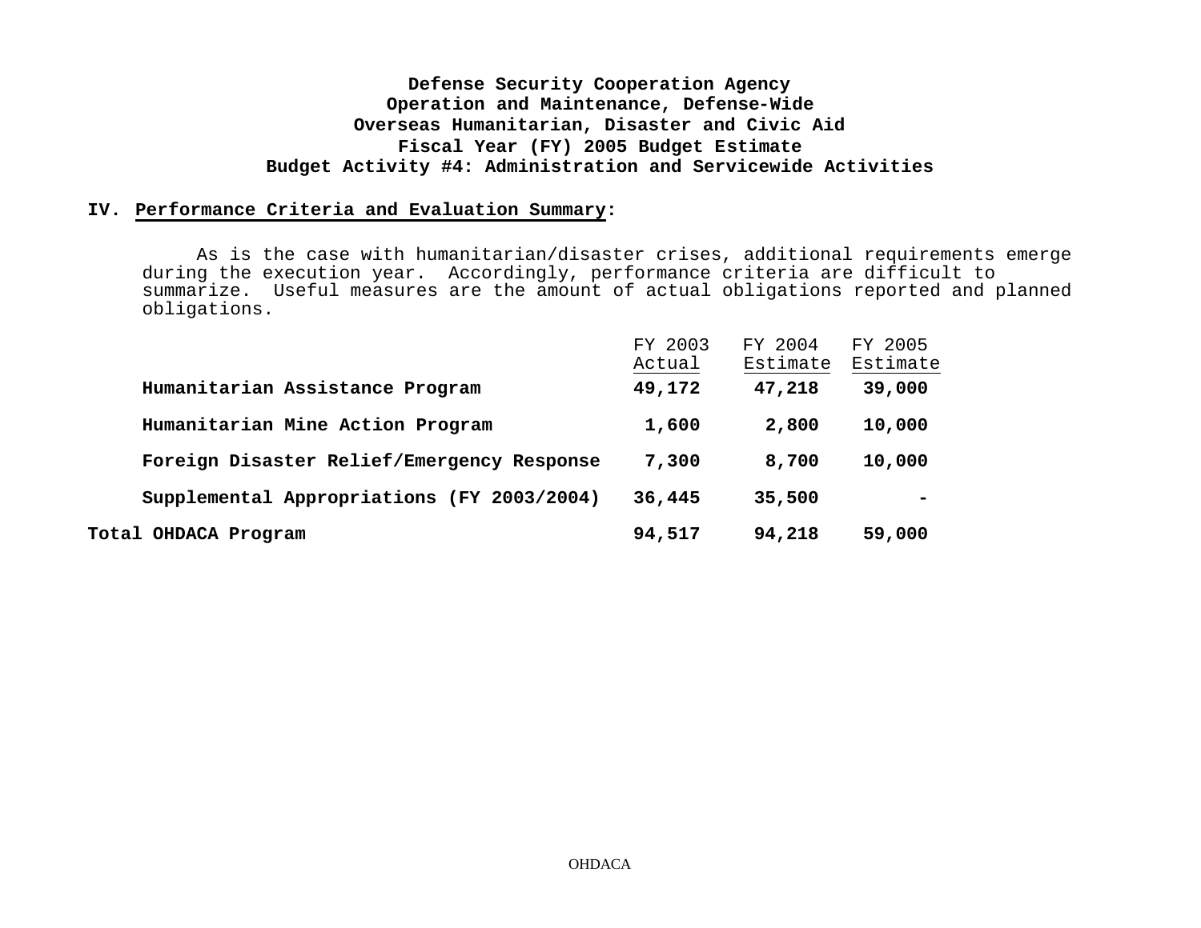**Defense Security Cooperation Agency**
**Operation and Maintenance, Defense-Wide**
**Overseas Humanitarian, Disaster and Civic Aid**
**Fiscal Year (FY) 2005 Budget Estimate**
**Budget Activity #4: Administration and Servicewide Activities**

## IV. Performance Criteria and Evaluation Summary:

As is the case with humanitarian/disaster crises, additional requirements emerge during the execution year. Accordingly, performance criteria are difficult to summarize. Useful measures are the amount of actual obligations reported and planned obligations.

| | FY 2003 Actual | FY 2004 Estimate | FY 2005 Estimate |
|---|---|---|---|
| **Humanitarian Assistance Program** | **49,172** | **47,218** | **39,000** |
| **Humanitarian Mine Action Program** | **1,600** | **2,800** | **10,000** |
| **Foreign Disaster Relief/Emergency Response** | **7,300** | **8,700** | **10,000** |
| **Supplemental Appropriations (FY 2003/2004)** | **36,445** | **35,500** | **-** |
| **Total OHDACA Program** | **94,517** | **94,218** | **59,000** |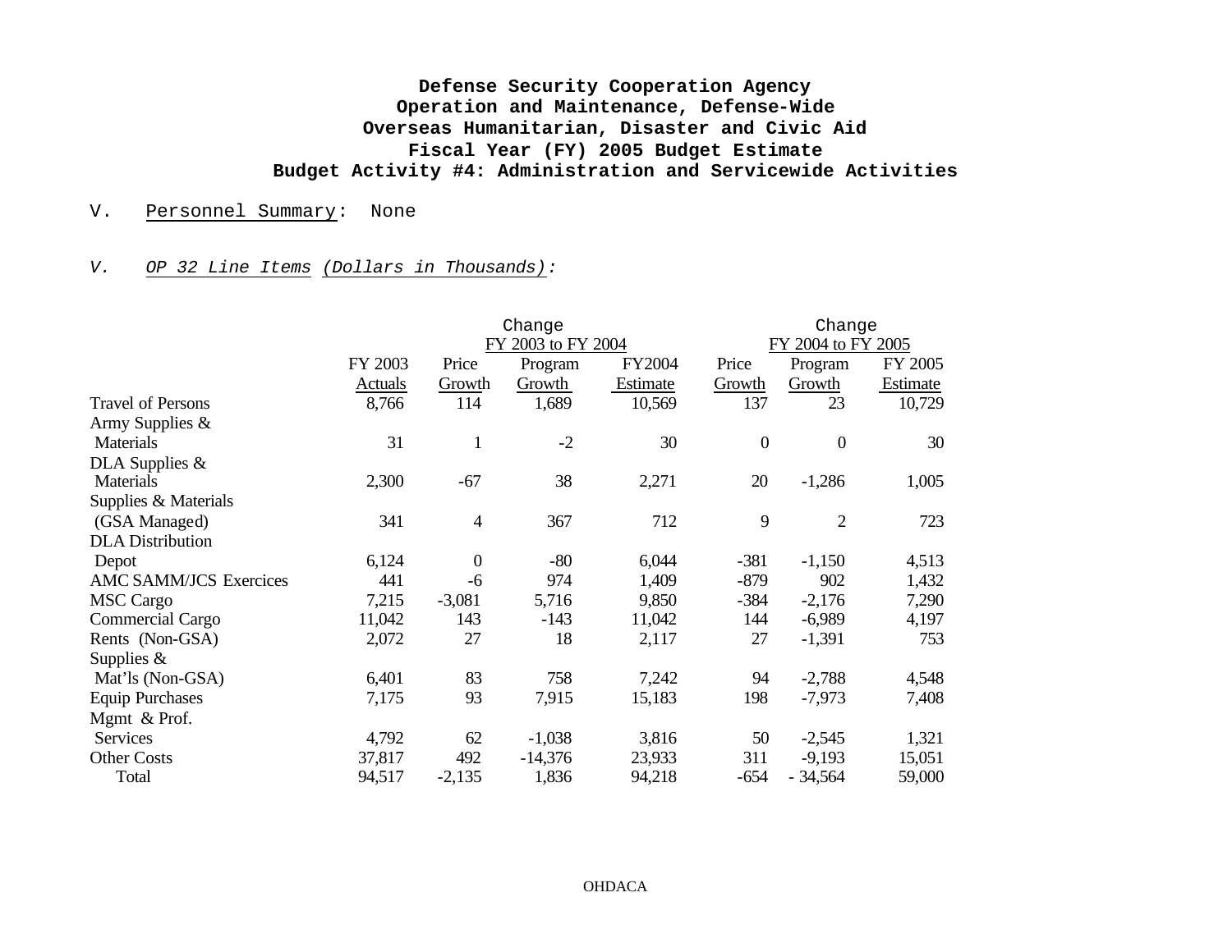**Defense Security Cooperation Agency**
**Operation and Maintenance, Defense-Wide**
**Overseas Humanitarian, Disaster and Civic Aid**
**Fiscal Year (FY) 2005 Budget Estimate**
**Budget Activity #4: Administration and Servicewide Activities**

V. Personnel Summary: None

*V. OP 32 Line Items (Dollars in Thousands):*

| | | Change FY 2003 to FY 2004 | | | Change FY 2004 to FY 2005 | | |
|---|---|---|---|---|---|---|---|
| | FY 2003 Actuals | Price Growth | Program Growth | FY2004 Estimate | Price Growth | Program Growth | FY 2005 Estimate |
| Travel of Persons | 8,766 | 114 | 1,689 | 10,569 | 137 | 23 | 10,729 |
| Army Supplies & Materials | 31 | 1 | -2 | 30 | 0 | 0 | 30 |
| DLA Supplies & Materials | 2,300 | -67 | 38 | 2,271 | 20 | -1,286 | 1,005 |
| Supplies & Materials (GSA Managed) | 341 | 4 | 367 | 712 | 9 | 2 | 723 |
| DLA Distribution Depot | 6,124 | 0 | -80 | 6,044 | -381 | -1,150 | 4,513 |
| AMC SAMM/JCS Exercices | 441 | -6 | 974 | 1,409 | -879 | 902 | 1,432 |
| MSC Cargo | 7,215 | -3,081 | 5,716 | 9,850 | -384 | -2,176 | 7,290 |
| Commercial Cargo | 11,042 | 143 | -143 | 11,042 | 144 | -6,989 | 4,197 |
| Rents (Non-GSA) | 2,072 | 27 | 18 | 2,117 | 27 | -1,391 | 753 |
| Supplies & Mat'ls (Non-GSA) | 6,401 | 83 | 758 | 7,242 | 94 | -2,788 | 4,548 |
| Equip Purchases | 7,175 | 93 | 7,915 | 15,183 | 198 | -7,973 | 7,408 |
| Mgmt & Prof. Services | 4,792 | 62 | -1,038 | 3,816 | 50 | -2,545 | 1,321 |
| Other Costs | 37,817 | 492 | -14,376 | 23,933 | 311 | -9,193 | 15,051 |
| Total | 94,517 | -2,135 | 1,836 | 94,218 | -654 | - 34,564 | 59,000 |

OHDACA